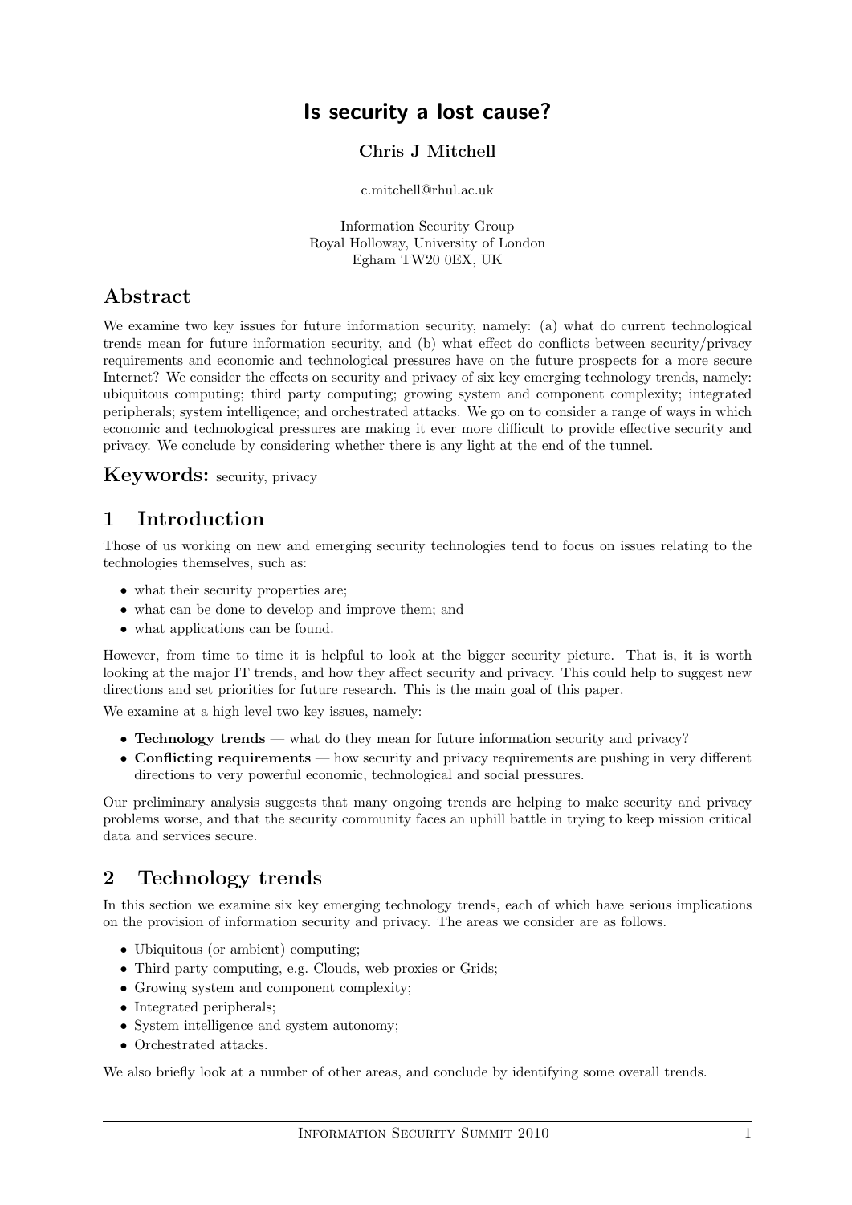# Is security a lost cause?

**Chris J Mitchell**

c.mitchell@rhul.ac.uk

Information Security Group
Royal Holloway, University of London
Egham TW20 0EX, UK

## Abstract

We examine two key issues for future information security, namely: (a) what do current technological trends mean for future information security, and (b) what effect do conflicts between security/privacy requirements and economic and technological pressures have on the future prospects for a more secure Internet? We consider the effects on security and privacy of six key emerging technology trends, namely: ubiquitous computing; third party computing; growing system and component complexity; integrated peripherals; system intelligence; and orchestrated attacks. We go on to consider a range of ways in which economic and technological pressures are making it ever more difficult to provide effective security and privacy. We conclude by considering whether there is any light at the end of the tunnel.

**Keywords:** security, privacy

## 1 Introduction

Those of us working on new and emerging security technologies tend to focus on issues relating to the technologies themselves, such as:

- what their security properties are;
- what can be done to develop and improve them; and
- what applications can be found.

However, from time to time it is helpful to look at the bigger security picture. That is, it is worth looking at the major IT trends, and how they affect security and privacy. This could help to suggest new directions and set priorities for future research. This is the main goal of this paper.

We examine at a high level two key issues, namely:

- **Technology trends** — what do they mean for future information security and privacy?
- **Conflicting requirements** — how security and privacy requirements are pushing in very different directions to very powerful economic, technological and social pressures.

Our preliminary analysis suggests that many ongoing trends are helping to make security and privacy problems worse, and that the security community faces an uphill battle in trying to keep mission critical data and services secure.

## 2 Technology trends

In this section we examine six key emerging technology trends, each of which have serious implications on the provision of information security and privacy. The areas we consider are as follows.

- Ubiquitous (or ambient) computing;
- Third party computing, e.g. Clouds, web proxies or Grids;
- Growing system and component complexity;
- Integrated peripherals;
- System intelligence and system autonomy;
- Orchestrated attacks.

We also briefly look at a number of other areas, and conclude by identifying some overall trends.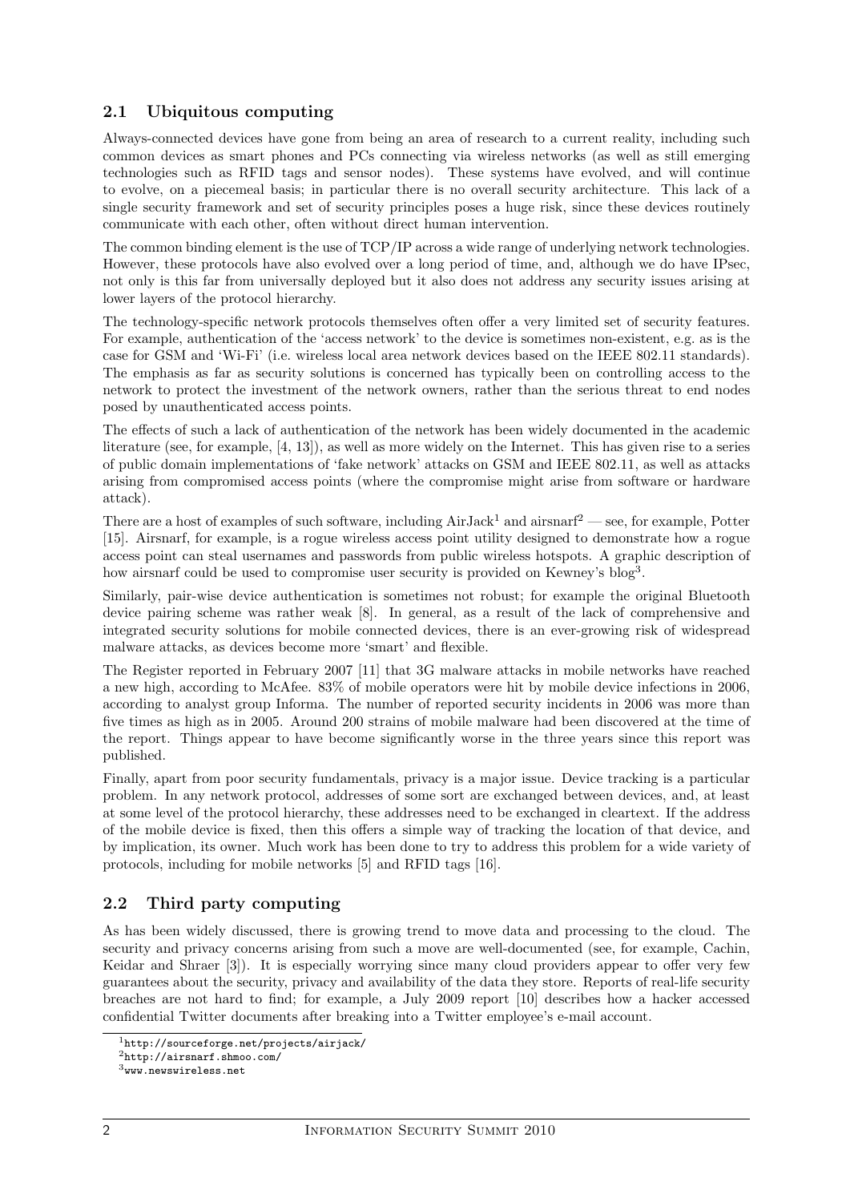## 2.1 Ubiquitous computing

Always-connected devices have gone from being an area of research to a current reality, including such common devices as smart phones and PCs connecting via wireless networks (as well as still emerging technologies such as RFID tags and sensor nodes). These systems have evolved, and will continue to evolve, on a piecemeal basis; in particular there is no overall security architecture. This lack of a single security framework and set of security principles poses a huge risk, since these devices routinely communicate with each other, often without direct human intervention.

The common binding element is the use of TCP/IP across a wide range of underlying network technologies. However, these protocols have also evolved over a long period of time, and, although we do have IPsec, not only is this far from universally deployed but it also does not address any security issues arising at lower layers of the protocol hierarchy.

The technology-specific network protocols themselves often offer a very limited set of security features. For example, authentication of the 'access network' to the device is sometimes non-existent, e.g. as is the case for GSM and 'Wi-Fi' (i.e. wireless local area network devices based on the IEEE 802.11 standards). The emphasis as far as security solutions is concerned has typically been on controlling access to the network to protect the investment of the network owners, rather than the serious threat to end nodes posed by unauthenticated access points.

The effects of such a lack of authentication of the network has been widely documented in the academic literature (see, for example, [4, 13]), as well as more widely on the Internet. This has given rise to a series of public domain implementations of 'fake network' attacks on GSM and IEEE 802.11, as well as attacks arising from compromised access points (where the compromise might arise from software or hardware attack).

There are a host of examples of such software, including AirJack[1] and airsnarf[2] — see, for example, Potter [15]. Airsnarf, for example, is a rogue wireless access point utility designed to demonstrate how a rogue access point can steal usernames and passwords from public wireless hotspots. A graphic description of how airsnarf could be used to compromise user security is provided on Kewney's blog[3].

Similarly, pair-wise device authentication is sometimes not robust; for example the original Bluetooth device pairing scheme was rather weak [8]. In general, as a result of the lack of comprehensive and integrated security solutions for mobile connected devices, there is an ever-growing risk of widespread malware attacks, as devices become more 'smart' and flexible.

The Register reported in February 2007 [11] that 3G malware attacks in mobile networks have reached a new high, according to McAfee. 83% of mobile operators were hit by mobile device infections in 2006, according to analyst group Informa. The number of reported security incidents in 2006 was more than five times as high as in 2005. Around 200 strains of mobile malware had been discovered at the time of the report. Things appear to have become significantly worse in the three years since this report was published.

Finally, apart from poor security fundamentals, privacy is a major issue. Device tracking is a particular problem. In any network protocol, addresses of some sort are exchanged between devices, and, at least at some level of the protocol hierarchy, these addresses need to be exchanged in cleartext. If the address of the mobile device is fixed, then this offers a simple way of tracking the location of that device, and by implication, its owner. Much work has been done to try to address this problem for a wide variety of protocols, including for mobile networks [5] and RFID tags [16].

## 2.2 Third party computing

As has been widely discussed, there is growing trend to move data and processing to the cloud. The security and privacy concerns arising from such a move are well-documented (see, for example, Cachin, Keidar and Shraer [3]). It is especially worrying since many cloud providers appear to offer very few guarantees about the security, privacy and availability of the data they store. Reports of real-life security breaches are not hard to find; for example, a July 2009 report [10] describes how a hacker accessed confidential Twitter documents after breaking into a Twitter employee's e-mail account.

[1] http://sourceforge.net/projects/airjack/

[2] http://airsnarf.shmoo.com/

[3] www.newswireless.net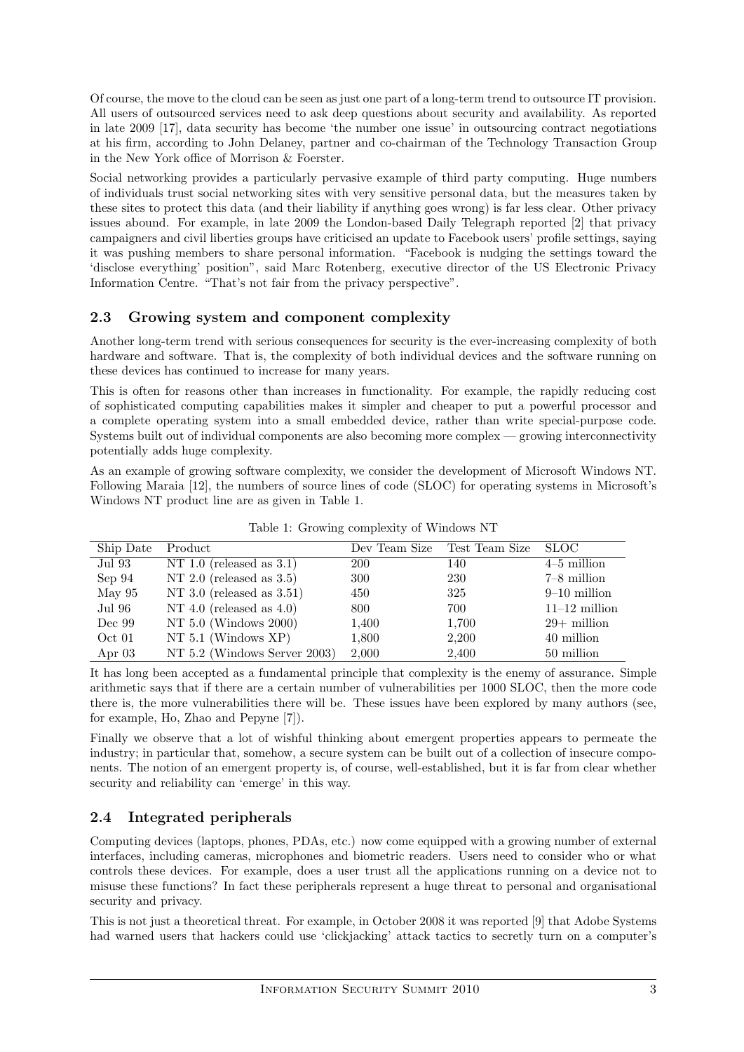Of course, the move to the cloud can be seen as just one part of a long-term trend to outsource IT provision. All users of outsourced services need to ask deep questions about security and availability. As reported in late 2009 [17], data security has become 'the number one issue' in outsourcing contract negotiations at his firm, according to John Delaney, partner and co-chairman of the Technology Transaction Group in the New York office of Morrison & Foerster.

Social networking provides a particularly pervasive example of third party computing. Huge numbers of individuals trust social networking sites with very sensitive personal data, but the measures taken by these sites to protect this data (and their liability if anything goes wrong) is far less clear. Other privacy issues abound. For example, in late 2009 the London-based Daily Telegraph reported [2] that privacy campaigners and civil liberties groups have criticised an update to Facebook users' profile settings, saying it was pushing members to share personal information. "Facebook is nudging the settings toward the 'disclose everything' position", said Marc Rotenberg, executive director of the US Electronic Privacy Information Centre. "That's not fair from the privacy perspective".

## 2.3 Growing system and component complexity

Another long-term trend with serious consequences for security is the ever-increasing complexity of both hardware and software. That is, the complexity of both individual devices and the software running on these devices has continued to increase for many years.

This is often for reasons other than increases in functionality. For example, the rapidly reducing cost of sophisticated computing capabilities makes it simpler and cheaper to put a powerful processor and a complete operating system into a small embedded device, rather than write special-purpose code. Systems built out of individual components are also becoming more complex — growing interconnectivity potentially adds huge complexity.

As an example of growing software complexity, we consider the development of Microsoft Windows NT. Following Maraia [12], the numbers of source lines of code (SLOC) for operating systems in Microsoft's Windows NT product line are as given in Table 1.

Table 1: Growing complexity of Windows NT

| Ship Date | Product | Dev Team Size | Test Team Size | SLOC |
|---|---|---|---|---|
| Jul 93 | NT 1.0 (released as 3.1) | 200 | 140 | 4–5 million |
| Sep 94 | NT 2.0 (released as 3.5) | 300 | 230 | 7–8 million |
| May 95 | NT 3.0 (released as 3.51) | 450 | 325 | 9–10 million |
| Jul 96 | NT 4.0 (released as 4.0) | 800 | 700 | 11–12 million |
| Dec 99 | NT 5.0 (Windows 2000) | 1,400 | 1,700 | 29+ million |
| Oct 01 | NT 5.1 (Windows XP) | 1,800 | 2,200 | 40 million |
| Apr 03 | NT 5.2 (Windows Server 2003) | 2,000 | 2,400 | 50 million |

It has long been accepted as a fundamental principle that complexity is the enemy of assurance. Simple arithmetic says that if there are a certain number of vulnerabilities per 1000 SLOC, then the more code there is, the more vulnerabilities there will be. These issues have been explored by many authors (see, for example, Ho, Zhao and Pepyne [7]).

Finally we observe that a lot of wishful thinking about emergent properties appears to permeate the industry; in particular that, somehow, a secure system can be built out of a collection of insecure components. The notion of an emergent property is, of course, well-established, but it is far from clear whether security and reliability can 'emerge' in this way.

## 2.4 Integrated peripherals

Computing devices (laptops, phones, PDAs, etc.) now come equipped with a growing number of external interfaces, including cameras, microphones and biometric readers. Users need to consider who or what controls these devices. For example, does a user trust all the applications running on a device not to misuse these functions? In fact these peripherals represent a huge threat to personal and organisational security and privacy.

This is not just a theoretical threat. For example, in October 2008 it was reported [9] that Adobe Systems had warned users that hackers could use 'clickjacking' attack tactics to secretly turn on a computer's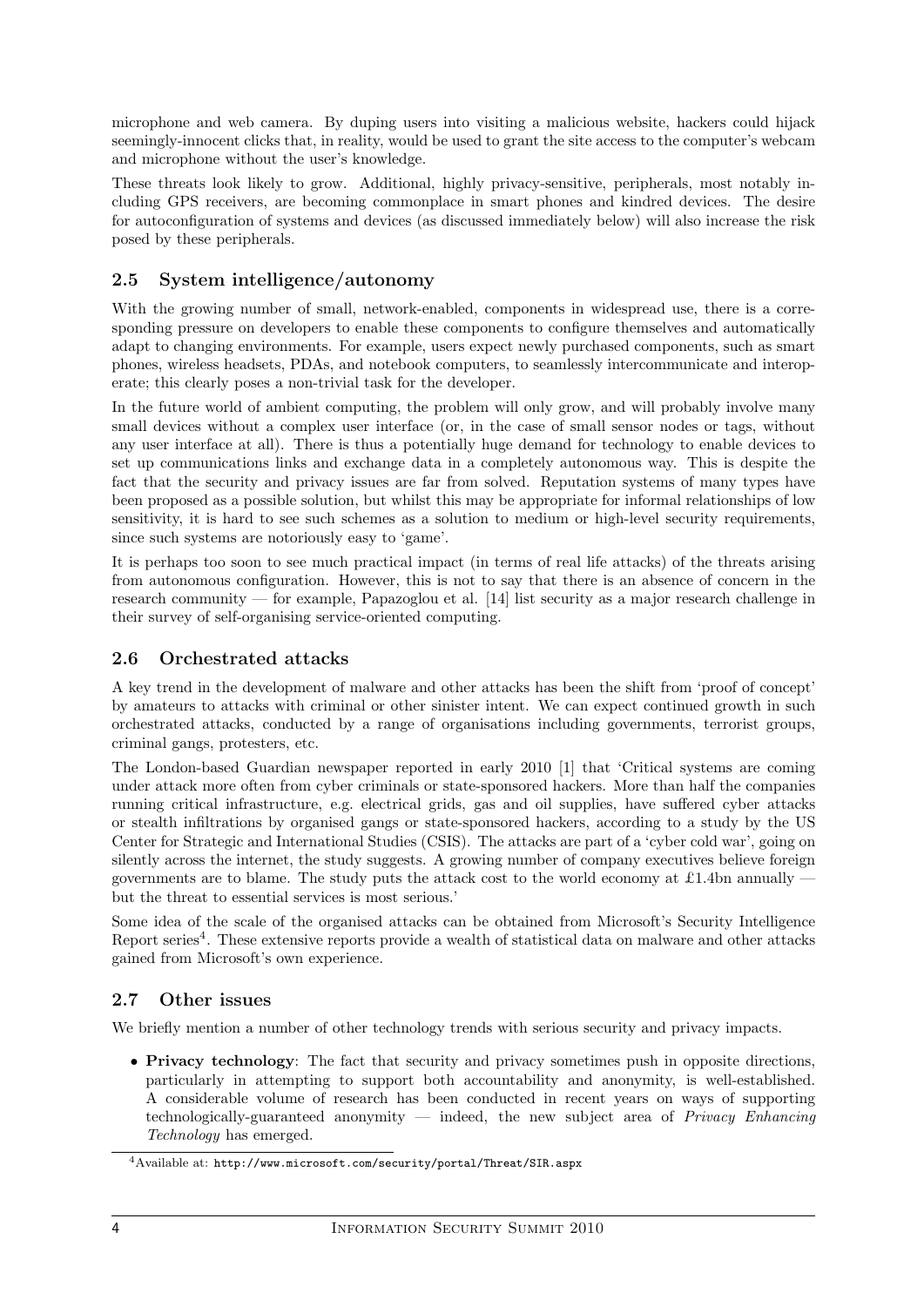microphone and web camera. By duping users into visiting a malicious website, hackers could hijack seemingly-innocent clicks that, in reality, would be used to grant the site access to the computer's webcam and microphone without the user's knowledge.

These threats look likely to grow. Additional, highly privacy-sensitive, peripherals, most notably including GPS receivers, are becoming commonplace in smart phones and kindred devices. The desire for autoconfiguration of systems and devices (as discussed immediately below) will also increase the risk posed by these peripherals.

## 2.5 System intelligence/autonomy

With the growing number of small, network-enabled, components in widespread use, there is a corresponding pressure on developers to enable these components to configure themselves and automatically adapt to changing environments. For example, users expect newly purchased components, such as smart phones, wireless headsets, PDAs, and notebook computers, to seamlessly intercommunicate and interoperate; this clearly poses a non-trivial task for the developer.

In the future world of ambient computing, the problem will only grow, and will probably involve many small devices without a complex user interface (or, in the case of small sensor nodes or tags, without any user interface at all). There is thus a potentially huge demand for technology to enable devices to set up communications links and exchange data in a completely autonomous way. This is despite the fact that the security and privacy issues are far from solved. Reputation systems of many types have been proposed as a possible solution, but whilst this may be appropriate for informal relationships of low sensitivity, it is hard to see such schemes as a solution to medium or high-level security requirements, since such systems are notoriously easy to 'game'.

It is perhaps too soon to see much practical impact (in terms of real life attacks) of the threats arising from autonomous configuration. However, this is not to say that there is an absence of concern in the research community — for example, Papazoglou et al. [14] list security as a major research challenge in their survey of self-organising service-oriented computing.

## 2.6 Orchestrated attacks

A key trend in the development of malware and other attacks has been the shift from 'proof of concept' by amateurs to attacks with criminal or other sinister intent. We can expect continued growth in such orchestrated attacks, conducted by a range of organisations including governments, terrorist groups, criminal gangs, protesters, etc.

The London-based Guardian newspaper reported in early 2010 [1] that 'Critical systems are coming under attack more often from cyber criminals or state-sponsored hackers. More than half the companies running critical infrastructure, e.g. electrical grids, gas and oil supplies, have suffered cyber attacks or stealth infiltrations by organised gangs or state-sponsored hackers, according to a study by the US Center for Strategic and International Studies (CSIS). The attacks are part of a 'cyber cold war', going on silently across the internet, the study suggests. A growing number of company executives believe foreign governments are to blame. The study puts the attack cost to the world economy at £1.4bn annually — but the threat to essential services is most serious.'

Some idea of the scale of the organised attacks can be obtained from Microsoft's Security Intelligence Report series[4]. These extensive reports provide a wealth of statistical data on malware and other attacks gained from Microsoft's own experience.

## 2.7 Other issues

We briefly mention a number of other technology trends with serious security and privacy impacts.

- **Privacy technology**: The fact that security and privacy sometimes push in opposite directions, particularly in attempting to support both accountability and anonymity, is well-established. A considerable volume of research has been conducted in recent years on ways of supporting technologically-guaranteed anonymity — indeed, the new subject area of *Privacy Enhancing Technology* has emerged.

[4] Available at: http://www.microsoft.com/security/portal/Threat/SIR.aspx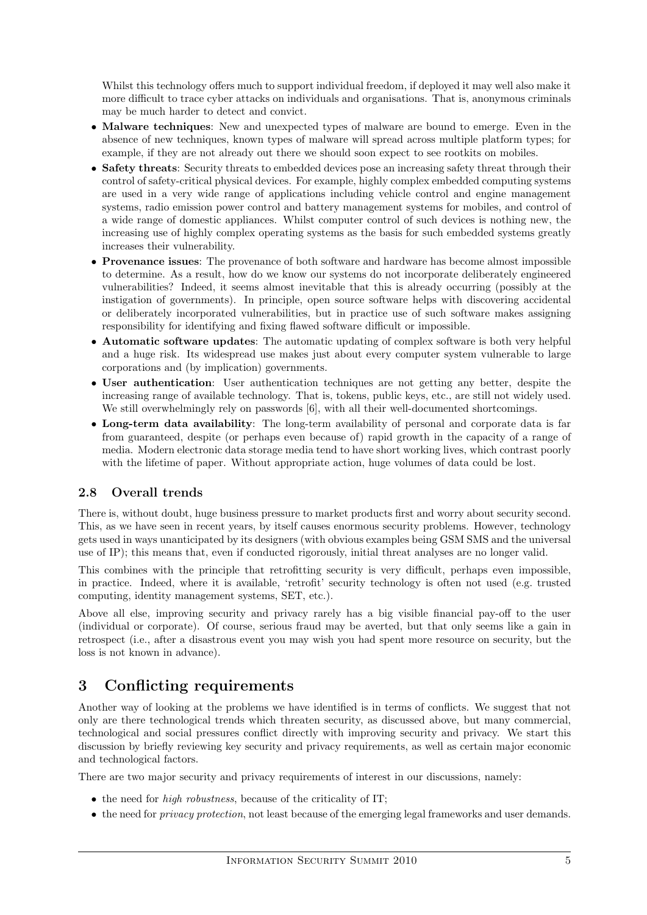Whilst this technology offers much to support individual freedom, if deployed it may well also make it more difficult to trace cyber attacks on individuals and organisations. That is, anonymous criminals may be much harder to detect and convict.

- **Malware techniques**: New and unexpected types of malware are bound to emerge. Even in the absence of new techniques, known types of malware will spread across multiple platform types; for example, if they are not already out there we should soon expect to see rootkits on mobiles.
- **Safety threats**: Security threats to embedded devices pose an increasing safety threat through their control of safety-critical physical devices. For example, highly complex embedded computing systems are used in a very wide range of applications including vehicle control and engine management systems, radio emission power control and battery management systems for mobiles, and control of a wide range of domestic appliances. Whilst computer control of such devices is nothing new, the increasing use of highly complex operating systems as the basis for such embedded systems greatly increases their vulnerability.
- **Provenance issues**: The provenance of both software and hardware has become almost impossible to determine. As a result, how do we know our systems do not incorporate deliberately engineered vulnerabilities? Indeed, it seems almost inevitable that this is already occurring (possibly at the instigation of governments). In principle, open source software helps with discovering accidental or deliberately incorporated vulnerabilities, but in practice use of such software makes assigning responsibility for identifying and fixing flawed software difficult or impossible.
- **Automatic software updates**: The automatic updating of complex software is both very helpful and a huge risk. Its widespread use makes just about every computer system vulnerable to large corporations and (by implication) governments.
- **User authentication**: User authentication techniques are not getting any better, despite the increasing range of available technology. That is, tokens, public keys, etc., are still not widely used. We still overwhelmingly rely on passwords [6], with all their well-documented shortcomings.
- **Long-term data availability**: The long-term availability of personal and corporate data is far from guaranteed, despite (or perhaps even because of) rapid growth in the capacity of a range of media. Modern electronic data storage media tend to have short working lives, which contrast poorly with the lifetime of paper. Without appropriate action, huge volumes of data could be lost.

### 2.8 Overall trends

There is, without doubt, huge business pressure to market products first and worry about security second. This, as we have seen in recent years, by itself causes enormous security problems. However, technology gets used in ways unanticipated by its designers (with obvious examples being GSM SMS and the universal use of IP); this means that, even if conducted rigorously, initial threat analyses are no longer valid.

This combines with the principle that retrofitting security is very difficult, perhaps even impossible, in practice. Indeed, where it is available, 'retrofit' security technology is often not used (e.g. trusted computing, identity management systems, SET, etc.).

Above all else, improving security and privacy rarely has a big visible financial pay-off to the user (individual or corporate). Of course, serious fraud may be averted, but that only seems like a gain in retrospect (i.e., after a disastrous event you may wish you had spent more resource on security, but the loss is not known in advance).

## 3 Conflicting requirements

Another way of looking at the problems we have identified is in terms of conflicts. We suggest that not only are there technological trends which threaten security, as discussed above, but many commercial, technological and social pressures conflict directly with improving security and privacy. We start this discussion by briefly reviewing key security and privacy requirements, as well as certain major economic and technological factors.

There are two major security and privacy requirements of interest in our discussions, namely:

- the need for *high robustness*, because of the criticality of IT;
- the need for *privacy protection*, not least because of the emerging legal frameworks and user demands.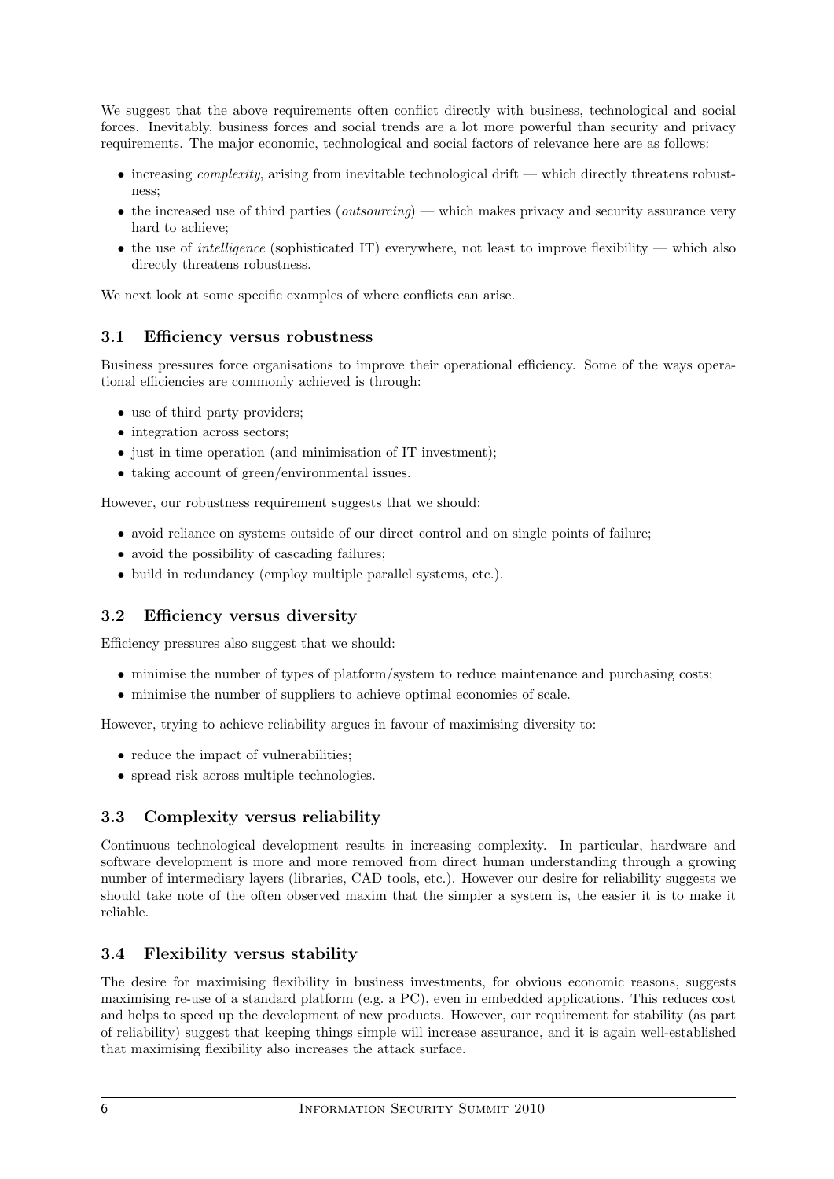We suggest that the above requirements often conflict directly with business, technological and social forces. Inevitably, business forces and social trends are a lot more powerful than security and privacy requirements. The major economic, technological and social factors of relevance here are as follows:

- increasing *complexity*, arising from inevitable technological drift — which directly threatens robustness;
- the increased use of third parties (*outsourcing*) — which makes privacy and security assurance very hard to achieve;
- the use of *intelligence* (sophisticated IT) everywhere, not least to improve flexibility — which also directly threatens robustness.

We next look at some specific examples of where conflicts can arise.

### 3.1 Efficiency versus robustness

Business pressures force organisations to improve their operational efficiency. Some of the ways operational efficiencies are commonly achieved is through:

- use of third party providers;
- integration across sectors;
- just in time operation (and minimisation of IT investment);
- taking account of green/environmental issues.

However, our robustness requirement suggests that we should:

- avoid reliance on systems outside of our direct control and on single points of failure;
- avoid the possibility of cascading failures;
- build in redundancy (employ multiple parallel systems, etc.).

### 3.2 Efficiency versus diversity

Efficiency pressures also suggest that we should:

- minimise the number of types of platform/system to reduce maintenance and purchasing costs;
- minimise the number of suppliers to achieve optimal economies of scale.

However, trying to achieve reliability argues in favour of maximising diversity to:

- reduce the impact of vulnerabilities;
- spread risk across multiple technologies.

### 3.3 Complexity versus reliability

Continuous technological development results in increasing complexity. In particular, hardware and software development is more and more removed from direct human understanding through a growing number of intermediary layers (libraries, CAD tools, etc.). However our desire for reliability suggests we should take note of the often observed maxim that the simpler a system is, the easier it is to make it reliable.

### 3.4 Flexibility versus stability

The desire for maximising flexibility in business investments, for obvious economic reasons, suggests maximising re-use of a standard platform (e.g. a PC), even in embedded applications. This reduces cost and helps to speed up the development of new products. However, our requirement for stability (as part of reliability) suggest that keeping things simple will increase assurance, and it is again well-established that maximising flexibility also increases the attack surface.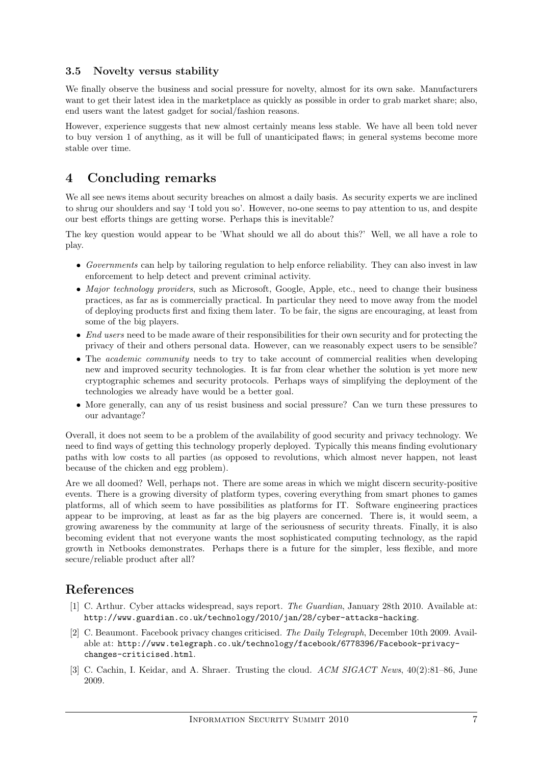### 3.5 Novelty versus stability

We finally observe the business and social pressure for novelty, almost for its own sake. Manufacturers want to get their latest idea in the marketplace as quickly as possible in order to grab market share; also, end users want the latest gadget for social/fashion reasons.

However, experience suggests that new almost certainly means less stable. We have all been told never to buy version 1 of anything, as it will be full of unanticipated flaws; in general systems become more stable over time.

## 4 Concluding remarks

We all see news items about security breaches on almost a daily basis. As security experts we are inclined to shrug our shoulders and say 'I told you so'. However, no-one seems to pay attention to us, and despite our best efforts things are getting worse. Perhaps this is inevitable?

The key question would appear to be 'What should we all do about this?' Well, we all have a role to play.

- *Governments* can help by tailoring regulation to help enforce reliability. They can also invest in law enforcement to help detect and prevent criminal activity.
- *Major technology providers*, such as Microsoft, Google, Apple, etc., need to change their business practices, as far as is commercially practical. In particular they need to move away from the model of deploying products first and fixing them later. To be fair, the signs are encouraging, at least from some of the big players.
- *End users* need to be made aware of their responsibilities for their own security and for protecting the privacy of their and others personal data. However, can we reasonably expect users to be sensible?
- The *academic community* needs to try to take account of commercial realities when developing new and improved security technologies. It is far from clear whether the solution is yet more new cryptographic schemes and security protocols. Perhaps ways of simplifying the deployment of the technologies we already have would be a better goal.
- More generally, can any of us resist business and social pressure? Can we turn these pressures to our advantage?

Overall, it does not seem to be a problem of the availability of good security and privacy technology. We need to find ways of getting this technology properly deployed. Typically this means finding evolutionary paths with low costs to all parties (as opposed to revolutions, which almost never happen, not least because of the chicken and egg problem).

Are we all doomed? Well, perhaps not. There are some areas in which we might discern security-positive events. There is a growing diversity of platform types, covering everything from smart phones to games platforms, all of which seem to have possibilities as platforms for IT. Software engineering practices appear to be improving, at least as far as the big players are concerned. There is, it would seem, a growing awareness by the community at large of the seriousness of security threats. Finally, it is also becoming evident that not everyone wants the most sophisticated computing technology, as the rapid growth in Netbooks demonstrates. Perhaps there is a future for the simpler, less flexible, and more secure/reliable product after all?

## References

[1] C. Arthur. Cyber attacks widespread, says report. *The Guardian*, January 28th 2010. Available at: http://www.guardian.co.uk/technology/2010/jan/28/cyber-attacks-hacking.

[2] C. Beaumont. Facebook privacy changes criticised. *The Daily Telegraph*, December 10th 2009. Available at: http://www.telegraph.co.uk/technology/facebook/6778396/Facebook-privacy-changes-criticised.html.

[3] C. Cachin, I. Keidar, and A. Shraer. Trusting the cloud. *ACM SIGACT News*, 40(2):81–86, June 2009.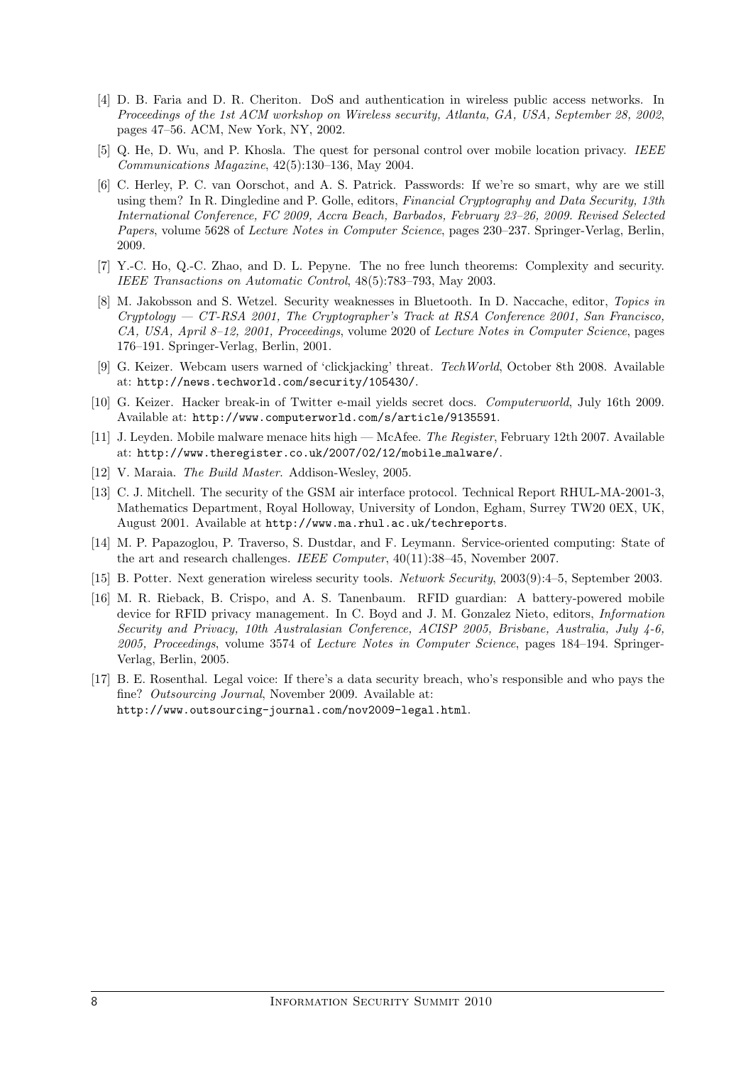[4] D. B. Faria and D. R. Cheriton. DoS and authentication in wireless public access networks. In *Proceedings of the 1st ACM workshop on Wireless security, Atlanta, GA, USA, September 28, 2002*, pages 47–56. ACM, New York, NY, 2002.

[5] Q. He, D. Wu, and P. Khosla. The quest for personal control over mobile location privacy. *IEEE Communications Magazine*, 42(5):130–136, May 2004.

[6] C. Herley, P. C. van Oorschot, and A. S. Patrick. Passwords: If we're so smart, why are we still using them? In R. Dingledine and P. Golle, editors, *Financial Cryptography and Data Security, 13th International Conference, FC 2009, Accra Beach, Barbados, February 23–26, 2009. Revised Selected Papers*, volume 5628 of *Lecture Notes in Computer Science*, pages 230–237. Springer-Verlag, Berlin, 2009.

[7] Y.-C. Ho, Q.-C. Zhao, and D. L. Pepyne. The no free lunch theorems: Complexity and security. *IEEE Transactions on Automatic Control*, 48(5):783–793, May 2003.

[8] M. Jakobsson and S. Wetzel. Security weaknesses in Bluetooth. In D. Naccache, editor, *Topics in Cryptology — CT-RSA 2001, The Cryptographer's Track at RSA Conference 2001, San Francisco, CA, USA, April 8–12, 2001, Proceedings*, volume 2020 of *Lecture Notes in Computer Science*, pages 176–191. Springer-Verlag, Berlin, 2001.

[9] G. Keizer. Webcam users warned of 'clickjacking' threat. *TechWorld*, October 8th 2008. Available at: http://news.techworld.com/security/105430/.

[10] G. Keizer. Hacker break-in of Twitter e-mail yields secret docs. *Computerworld*, July 16th 2009. Available at: http://www.computerworld.com/s/article/9135591.

[11] J. Leyden. Mobile malware menace hits high — McAfee. *The Register*, February 12th 2007. Available at: http://www.theregister.co.uk/2007/02/12/mobile_malware/.

[12] V. Maraia. *The Build Master*. Addison-Wesley, 2005.

[13] C. J. Mitchell. The security of the GSM air interface protocol. Technical Report RHUL-MA-2001-3, Mathematics Department, Royal Holloway, University of London, Egham, Surrey TW20 0EX, UK, August 2001. Available at http://www.ma.rhul.ac.uk/techreports.

[14] M. P. Papazoglou, P. Traverso, S. Dustdar, and F. Leymann. Service-oriented computing: State of the art and research challenges. *IEEE Computer*, 40(11):38–45, November 2007.

[15] B. Potter. Next generation wireless security tools. *Network Security*, 2003(9):4–5, September 2003.

[16] M. R. Rieback, B. Crispo, and A. S. Tanenbaum. RFID guardian: A battery-powered mobile device for RFID privacy management. In C. Boyd and J. M. Gonzalez Nieto, editors, *Information Security and Privacy, 10th Australasian Conference, ACISP 2005, Brisbane, Australia, July 4-6, 2005, Proceedings*, volume 3574 of *Lecture Notes in Computer Science*, pages 184–194. Springer-Verlag, Berlin, 2005.

[17] B. E. Rosenthal. Legal voice: If there's a data security breach, who's responsible and who pays the fine? *Outsourcing Journal*, November 2009. Available at: http://www.outsourcing-journal.com/nov2009-legal.html.